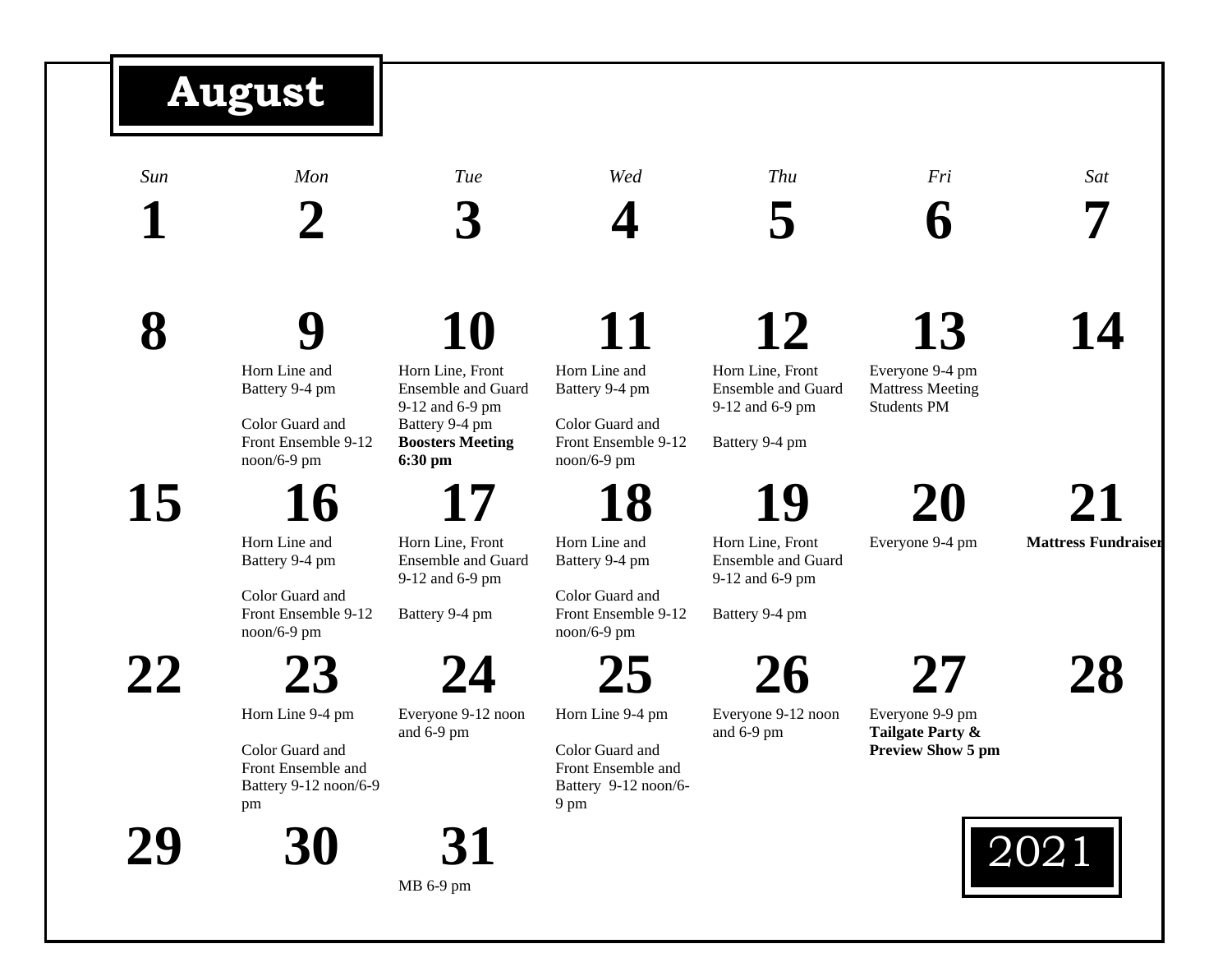# August 2021

| Sun | Mon | Tue | Wed | Thu | Fri | Sat |
|---|---|---|---|---|---|---|
| **1** | **2** | **3** | **4** | **5** | **6** | **7** |
| **8** | **9**<br>Horn Line and Battery 9-4 pm<br><br>Color Guard and Front Ensemble 9-12 noon/6-9 pm | **10**<br>Horn Line, Front Ensemble and Guard 9-12 and 6-9 pm<br>Battery 9-4 pm<br>**Boosters Meeting 6:30 pm** | **11**<br>Horn Line and Battery 9-4 pm<br><br>Color Guard and Front Ensemble 9-12 noon/6-9 pm | **12**<br>Horn Line, Front Ensemble and Guard 9-12 and 6-9 pm<br><br>Battery 9-4 pm | **13**<br>Everyone 9-4 pm<br>Mattress Meeting Students PM | **14** |
| **15** | **16**<br>Horn Line and Battery 9-4 pm<br><br>Color Guard and Front Ensemble 9-12 noon/6-9 pm | **17**<br>Horn Line, Front Ensemble and Guard 9-12 and 6-9 pm<br><br>Battery 9-4 pm | **18**<br>Horn Line and Battery 9-4 pm<br><br>Color Guard and Front Ensemble 9-12 noon/6-9 pm | **19**<br>Horn Line, Front Ensemble and Guard 9-12 and 6-9 pm<br><br>Battery 9-4 pm | **20**<br>Everyone 9-4 pm | **21**<br>**Mattress Fundraiser** |
| **22** | **23**<br>Horn Line 9-4 pm<br><br>Color Guard and Front Ensemble and Battery 9-12 noon/6-9 pm | **24**<br>Everyone 9-12 noon and 6-9 pm | **25**<br>Horn Line 9-4 pm<br><br>Color Guard and Front Ensemble and Battery 9-12 noon/6-9 pm | **26**<br>Everyone 9-12 noon and 6-9 pm | **27**<br>Everyone 9-9 pm<br>**Tailgate Party & Preview Show 5 pm** | **28** |
| **29** | **30** | **31**<br>MB 6-9 pm | | | | |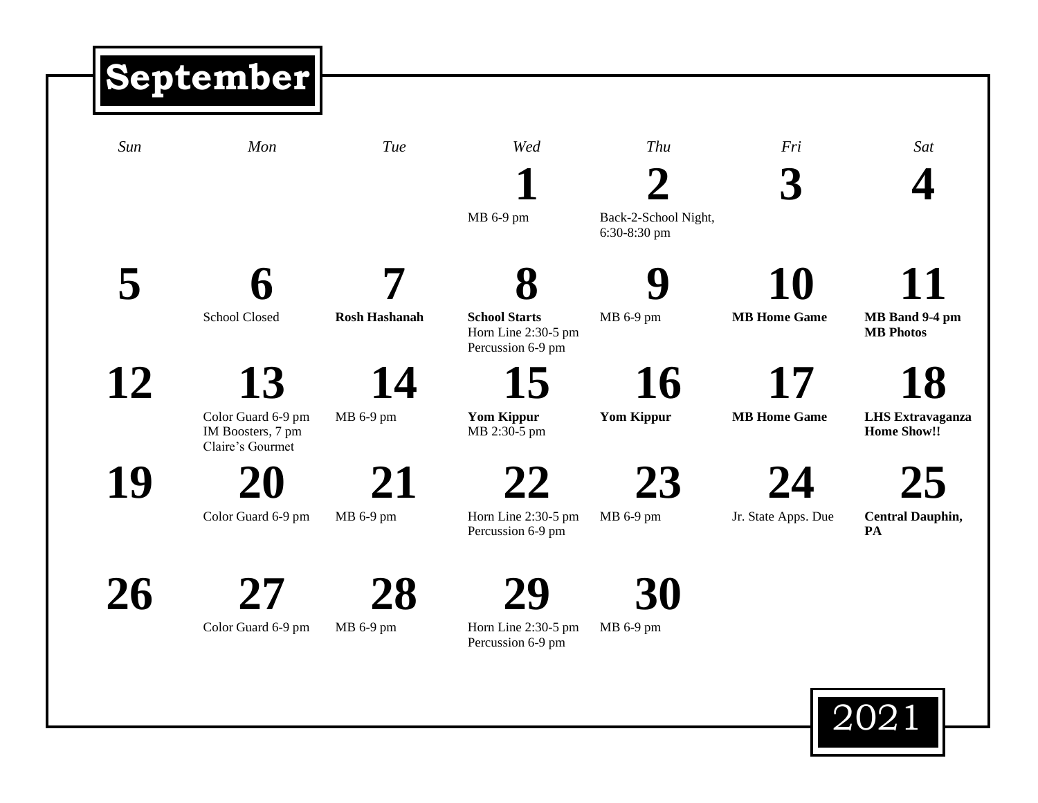# September

| Sun | Mon | Tue | Wed | Thu | Fri | Sat |
|---|---|---|---|---|---|---|
| | | | **1**<br>MB 6-9 pm | **2**<br>Back-2-School Night, 6:30-8:30 pm | **3** | **4** |
| **5** | **6**<br>School Closed | **7**<br>**Rosh Hashanah** | **8**<br>**School Starts**<br>Horn Line 2:30-5 pm<br>Percussion 6-9 pm | **9**<br>MB 6-9 pm | **10**<br>**MB Home Game** | **11**<br>**MB Band 9-4 pm**<br>**MB Photos** |
| **12** | **13**<br>Color Guard 6-9 pm<br>IM Boosters, 7 pm<br>Claire's Gourmet | **14**<br>MB 6-9 pm | **15**<br>**Yom Kippur**<br>MB 2:30-5 pm | **16**<br>**Yom Kippur** | **17**<br>**MB Home Game** | **18**<br>**LHS Extravaganza Home Show!!** |
| **19** | **20**<br>Color Guard 6-9 pm | **21**<br>MB 6-9 pm | **22**<br>Horn Line 2:30-5 pm<br>Percussion 6-9 pm | **23**<br>MB 6-9 pm | **24**<br>Jr. State Apps. Due | **25**<br>**Central Dauphin, PA** |
| **26** | **27**<br>Color Guard 6-9 pm | **28**<br>MB 6-9 pm | **29**<br>Horn Line 2:30-5 pm<br>Percussion 6-9 pm | **30**<br>MB 6-9 pm | | |

2021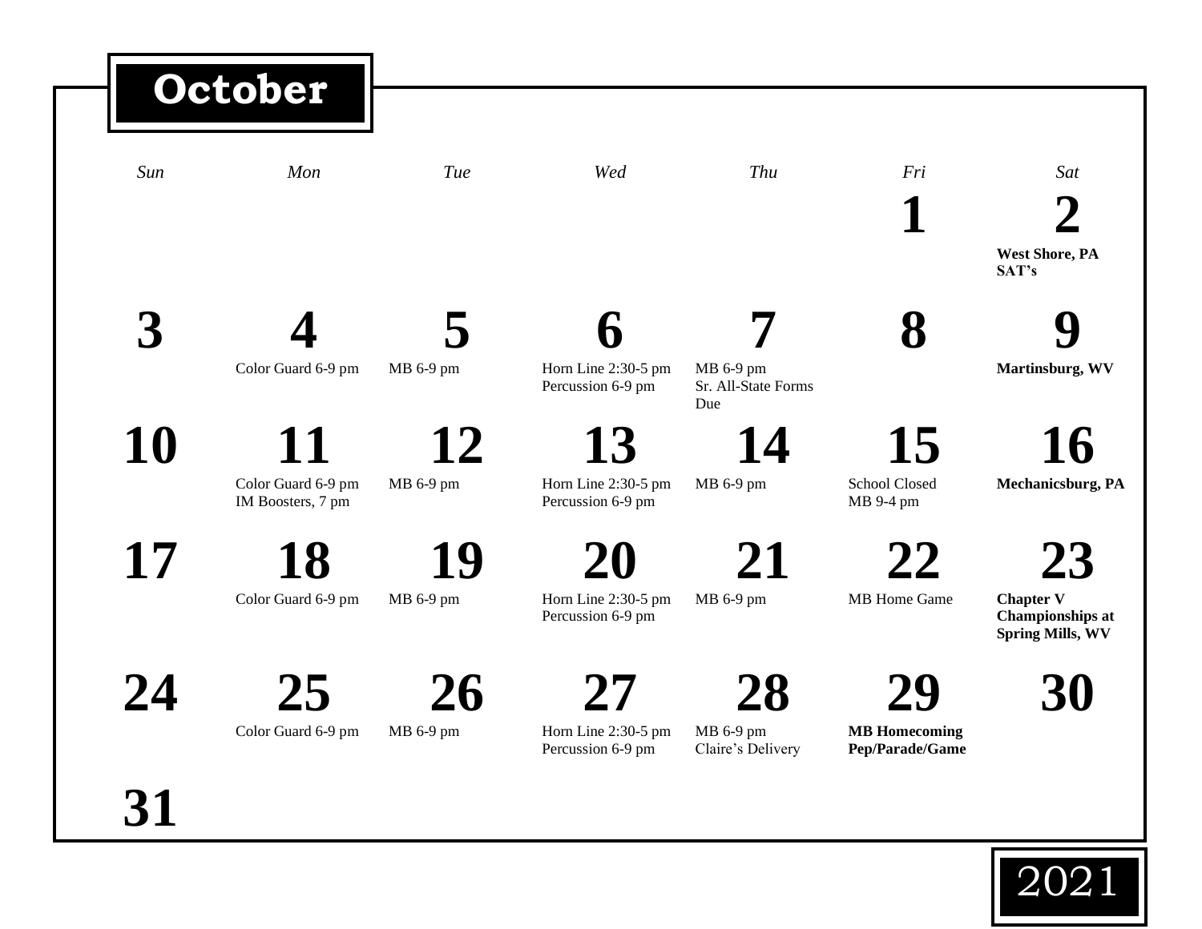# October

| Sun | Mon | Tue | Wed | Thu | Fri | Sat |
|---|---|---|---|---|---|---|
| | | | | | **1** | **2**<br>**West Shore, PA**<br>**SAT's** |
| **3** | **4**<br>Color Guard 6-9 pm | **5**<br>MB 6-9 pm | **6**<br>Horn Line 2:30-5 pm<br>Percussion 6-9 pm | **7**<br>MB 6-9 pm<br>Sr. All-State Forms Due | **8** | **9**<br>**Martinsburg, WV** |
| **10** | **11**<br>Color Guard 6-9 pm<br>IM Boosters, 7 pm | **12**<br>MB 6-9 pm | **13**<br>Horn Line 2:30-5 pm<br>Percussion 6-9 pm | **14**<br>MB 6-9 pm | **15**<br>School Closed<br>MB 9-4 pm | **16**<br>**Mechanicsburg, PA** |
| **17** | **18**<br>Color Guard 6-9 pm | **19**<br>MB 6-9 pm | **20**<br>Horn Line 2:30-5 pm<br>Percussion 6-9 pm | **21**<br>MB 6-9 pm | **22**<br>MB Home Game | **23**<br>**Chapter V Championships at Spring Mills, WV** |
| **24** | **25**<br>Color Guard 6-9 pm | **26**<br>MB 6-9 pm | **27**<br>Horn Line 2:30-5 pm<br>Percussion 6-9 pm | **28**<br>MB 6-9 pm<br>Claire's Delivery | **29**<br>**MB Homecoming Pep/Parade/Game** | **30** |
| **31** | | | | | | |

2021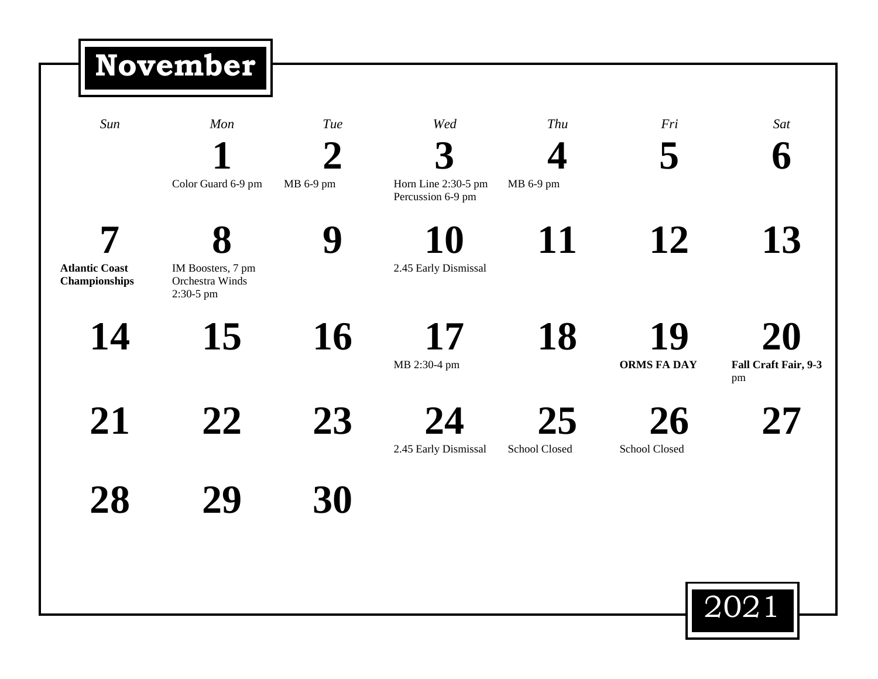# November

| Sun | Mon | Tue | Wed | Thu | Fri | Sat |
|---|---|---|---|---|---|---|
| | **1** Color Guard 6-9 pm | **2** MB 6-9 pm | **3** Horn Line 2:30-5 pm Percussion 6-9 pm | **4** MB 6-9 pm | **5** | **6** |
| **7** **Atlantic Coast Championships** | **8** IM Boosters, 7 pm Orchestra Winds 2:30-5 pm | **9** | **10** 2.45 Early Dismissal | **11** | **12** | **13** |
| **14** | **15** | **16** | **17** MB 2:30-4 pm | **18** | **19** **ORMS FA DAY** | **20** **Fall Craft Fair, 9-3** pm |
| **21** | **22** | **23** | **24** 2.45 Early Dismissal | **25** School Closed | **26** School Closed | **27** |
| **28** | **29** | **30** | | | | |

2021